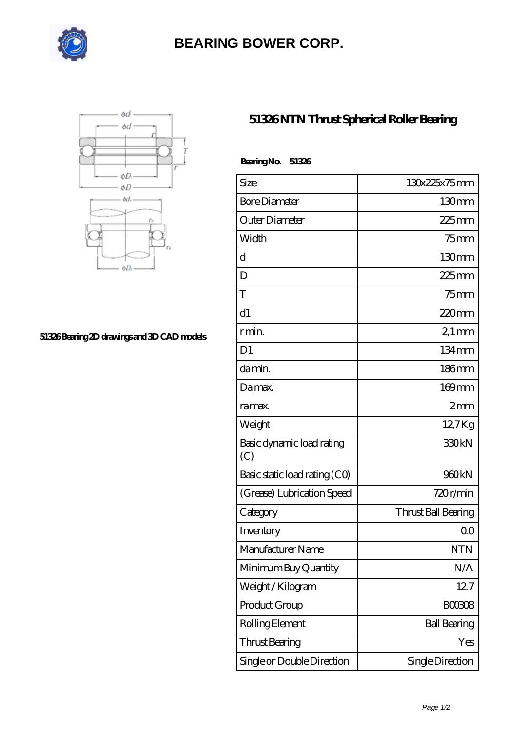# BEARING BOWER CORP.

51326 Bearing 2D drawings and 3D CAD models

## 51326 NTN Thrust Spherical Roller Bearing

**Bearing No. 51326**

| | |
|---|---|
| Size | 130x225x75 mm |
| Bore Diameter | 130 mm |
| Outer Diameter | 225 mm |
| Width | 75 mm |
| d | 130 mm |
| D | 225 mm |
| T | 75 mm |
| d1 | 220 mm |
| r min. | 2,1 mm |
| D1 | 134 mm |
| da min. | 186 mm |
| Da max. | 169 mm |
| ra max. | 2 mm |
| Weight | 12,7 Kg |
| Basic dynamic load rating (C) | 330 kN |
| Basic static load rating (C0) | 960 kN |
| (Grease) Lubrication Speed | 720 r/min |
| Category | Thrust Ball Bearing |
| Inventory | 0.0 |
| Manufacturer Name | NTN |
| Minimum Buy Quantity | N/A |
| Weight / Kilogram | 12.7 |
| Product Group | B00308 |
| Rolling Element | Ball Bearing |
| Thrust Bearing | Yes |
| Single or Double Direction | Single Direction |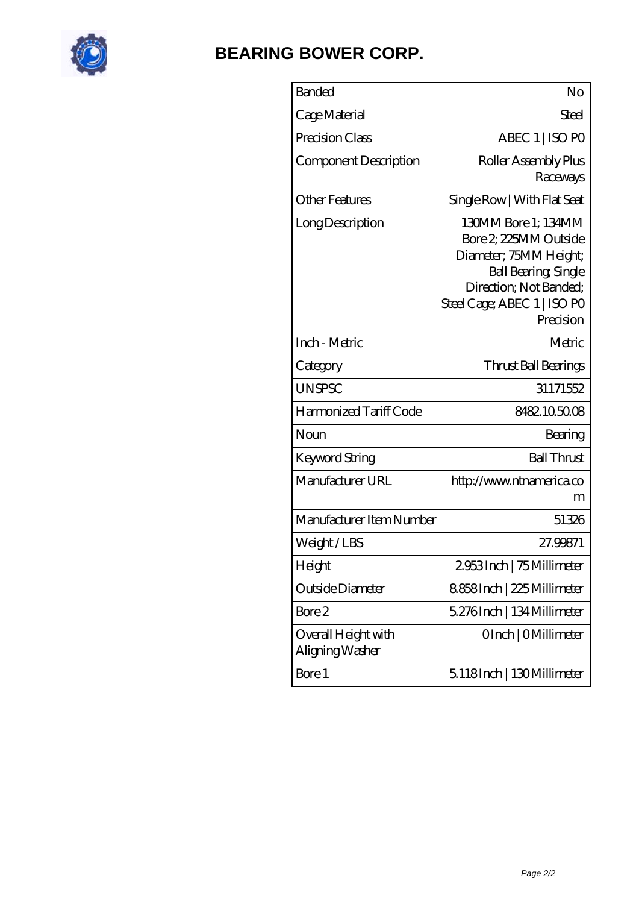# BEARING BOWER CORP.

| | |
|---|---|
| Banded | No |
| Cage Material | Steel |
| Precision Class | ABEC 1 \| ISO P0 |
| Component Description | Roller Assembly Plus Raceways |
| Other Features | Single Row \| With Flat Seat |
| Long Description | 130MM Bore 1; 134MM Bore 2; 225MM Outside Diameter; 75MM Height; Ball Bearing; Single Direction; Not Banded; Steel Cage; ABEC 1 \| ISO P0 Precision |
| Inch - Metric | Metric |
| Category | Thrust Ball Bearings |
| UNSPSC | 31171552 |
| Harmonized Tariff Code | 8482.10.50.08 |
| Noun | Bearing |
| Keyword String | Ball Thrust |
| Manufacturer URL | http://www.ntnamerica.com |
| Manufacturer Item Number | 51326 |
| Weight / LBS | 27.99871 |
| Height | 2.953 Inch \| 75 Millimeter |
| Outside Diameter | 8.858 Inch \| 225 Millimeter |
| Bore 2 | 5.276 Inch \| 134 Millimeter |
| Overall Height with Aligning Washer | 0 Inch \| 0 Millimeter |
| Bore 1 | 5.118 Inch \| 130 Millimeter |